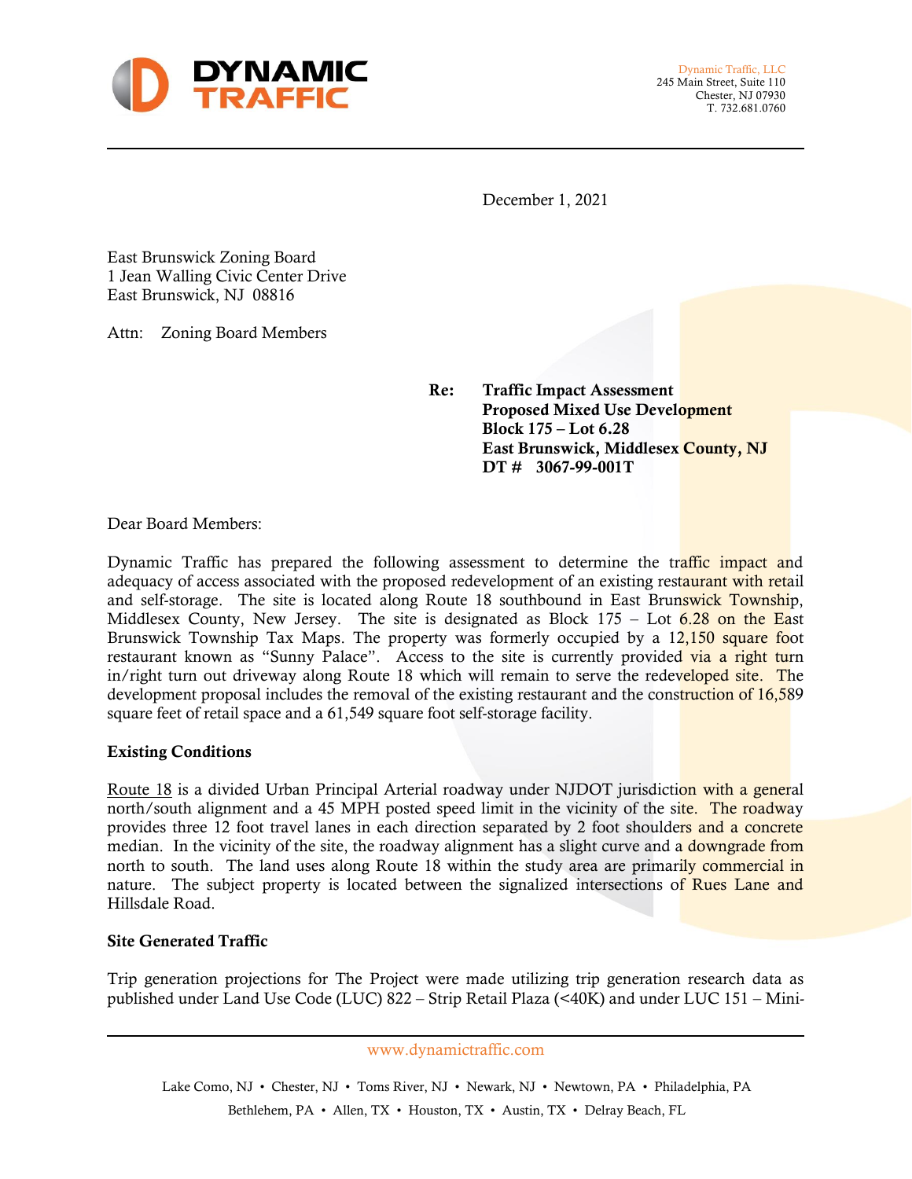Dynamic Traffic, LLC
245 Main Street, Suite 110
Chester, NJ 07930
T. 732.681.0760

December 1, 2021

East Brunswick Zoning Board
1 Jean Walling Civic Center Drive
East Brunswick, NJ 08816

Attn: Zoning Board Members

**Re: Traffic Impact Assessment**
**Proposed Mixed Use Development**
**Block 175 – Lot 6.28**
**East Brunswick, Middlesex County, NJ**
**DT # 3067-99-001T**

Dear Board Members:

Dynamic Traffic has prepared the following assessment to determine the traffic impact and adequacy of access associated with the proposed redevelopment of an existing restaurant with retail and self-storage. The site is located along Route 18 southbound in East Brunswick Township, Middlesex County, New Jersey. The site is designated as Block 175 – Lot 6.28 on the East Brunswick Township Tax Maps. The property was formerly occupied by a 12,150 square foot restaurant known as "Sunny Palace". Access to the site is currently provided via a right turn in/right turn out driveway along Route 18 which will remain to serve the redeveloped site. The development proposal includes the removal of the existing restaurant and the construction of 16,589 square feet of retail space and a 61,549 square foot self-storage facility.

## Existing Conditions

Route 18 is a divided Urban Principal Arterial roadway under NJDOT jurisdiction with a general north/south alignment and a 45 MPH posted speed limit in the vicinity of the site. The roadway provides three 12 foot travel lanes in each direction separated by 2 foot shoulders and a concrete median. In the vicinity of the site, the roadway alignment has a slight curve and a downgrade from north to south. The land uses along Route 18 within the study area are primarily commercial in nature. The subject property is located between the signalized intersections of Rues Lane and Hillsdale Road.

## Site Generated Traffic

Trip generation projections for The Project were made utilizing trip generation research data as published under Land Use Code (LUC) 822 – Strip Retail Plaza (<40K) and under LUC 151 – Mini-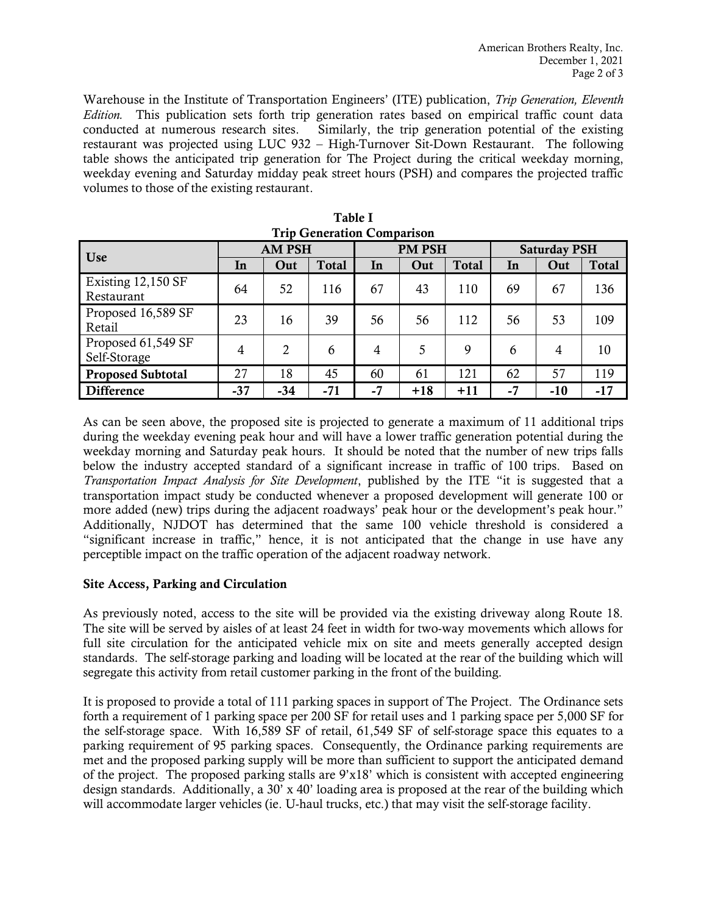Warehouse in the Institute of Transportation Engineers' (ITE) publication, *Trip Generation, Eleventh Edition.* This publication sets forth trip generation rates based on empirical traffic count data conducted at numerous research sites. Similarly, the trip generation potential of the existing restaurant was projected using LUC 932 – High-Turnover Sit-Down Restaurant. The following table shows the anticipated trip generation for The Project during the critical weekday morning, weekday evening and Saturday midday peak street hours (PSH) and compares the projected traffic volumes to those of the existing restaurant.

**Table I**
**Trip Generation Comparison**

| Use | AM PSH | | | PM PSH | | | Saturday PSH | | |
|---|---|---|---|---|---|---|---|---|---|
| | In | Out | Total | In | Out | Total | In | Out | Total |
| Existing 12,150 SF Restaurant | 64 | 52 | 116 | 67 | 43 | 110 | 69 | 67 | 136 |
| Proposed 16,589 SF Retail | 23 | 16 | 39 | 56 | 56 | 112 | 56 | 53 | 109 |
| Proposed 61,549 SF Self-Storage | 4 | 2 | 6 | 4 | 5 | 9 | 6 | 4 | 10 |
| **Proposed Subtotal** | 27 | 18 | 45 | 60 | 61 | 121 | 62 | 57 | 119 |
| **Difference** | **-37** | **-34** | **-71** | **-7** | **+18** | **+11** | **-7** | **-10** | **-17** |

As can be seen above, the proposed site is projected to generate a maximum of 11 additional trips during the weekday evening peak hour and will have a lower traffic generation potential during the weekday morning and Saturday peak hours. It should be noted that the number of new trips falls below the industry accepted standard of a significant increase in traffic of 100 trips. Based on *Transportation Impact Analysis for Site Development*, published by the ITE "it is suggested that a transportation impact study be conducted whenever a proposed development will generate 100 or more added (new) trips during the adjacent roadways' peak hour or the development's peak hour." Additionally, NJDOT has determined that the same 100 vehicle threshold is considered a "significant increase in traffic," hence, it is not anticipated that the change in use have any perceptible impact on the traffic operation of the adjacent roadway network.

### Site Access, Parking and Circulation

As previously noted, access to the site will be provided via the existing driveway along Route 18. The site will be served by aisles of at least 24 feet in width for two-way movements which allows for full site circulation for the anticipated vehicle mix on site and meets generally accepted design standards. The self-storage parking and loading will be located at the rear of the building which will segregate this activity from retail customer parking in the front of the building.

It is proposed to provide a total of 111 parking spaces in support of The Project. The Ordinance sets forth a requirement of 1 parking space per 200 SF for retail uses and 1 parking space per 5,000 SF for the self-storage space. With 16,589 SF of retail, 61,549 SF of self-storage space this equates to a parking requirement of 95 parking spaces. Consequently, the Ordinance parking requirements are met and the proposed parking supply will be more than sufficient to support the anticipated demand of the project. The proposed parking stalls are 9'x18' which is consistent with accepted engineering design standards. Additionally, a 30' x 40' loading area is proposed at the rear of the building which will accommodate larger vehicles (ie. U-haul trucks, etc.) that may visit the self-storage facility.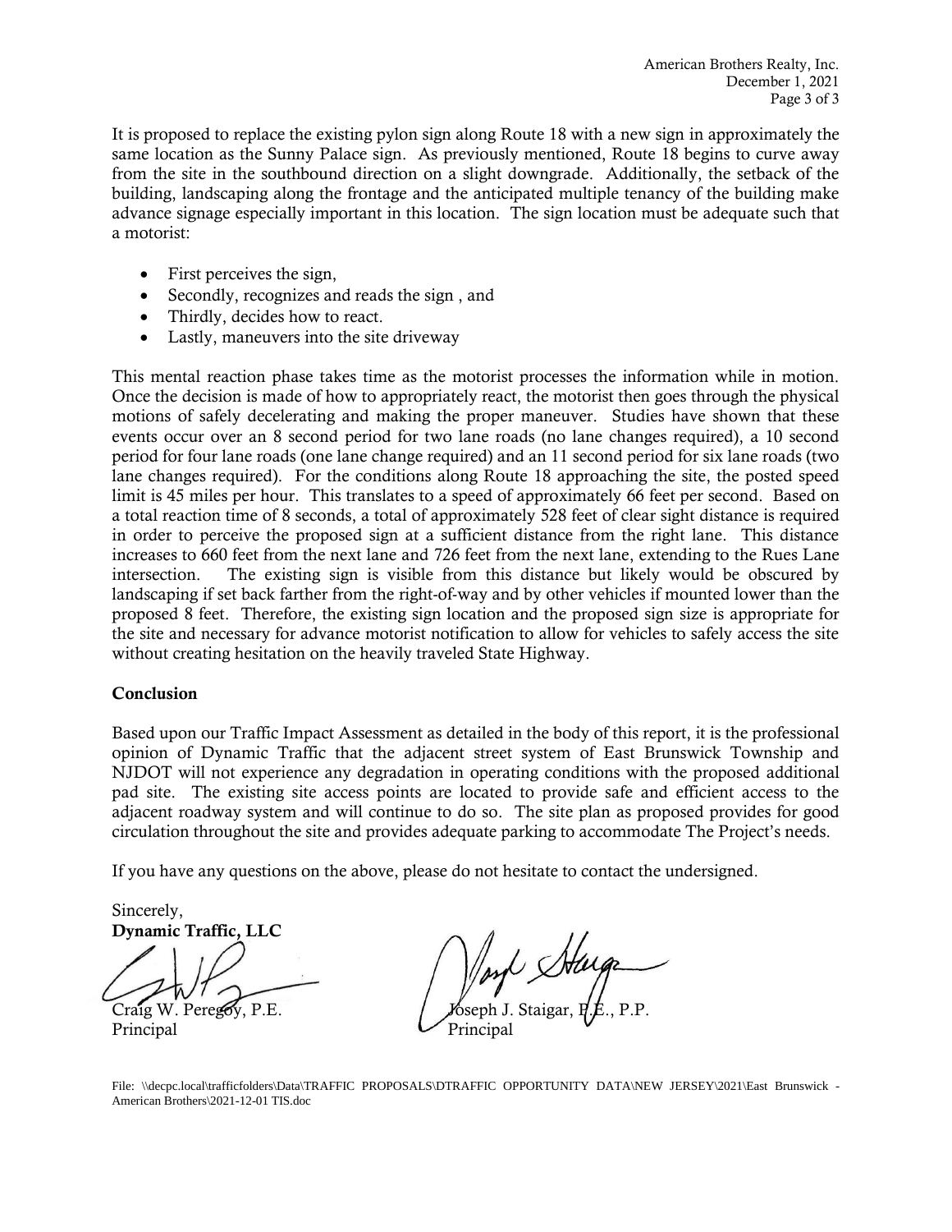It is proposed to replace the existing pylon sign along Route 18 with a new sign in approximately the same location as the Sunny Palace sign. As previously mentioned, Route 18 begins to curve away from the site in the southbound direction on a slight downgrade. Additionally, the setback of the building, landscaping along the frontage and the anticipated multiple tenancy of the building make advance signage especially important in this location. The sign location must be adequate such that a motorist:

- First perceives the sign,
- Secondly, recognizes and reads the sign , and
- Thirdly, decides how to react.
- Lastly, maneuvers into the site driveway

This mental reaction phase takes time as the motorist processes the information while in motion. Once the decision is made of how to appropriately react, the motorist then goes through the physical motions of safely decelerating and making the proper maneuver. Studies have shown that these events occur over an 8 second period for two lane roads (no lane changes required), a 10 second period for four lane roads (one lane change required) and an 11 second period for six lane roads (two lane changes required). For the conditions along Route 18 approaching the site, the posted speed limit is 45 miles per hour. This translates to a speed of approximately 66 feet per second. Based on a total reaction time of 8 seconds, a total of approximately 528 feet of clear sight distance is required in order to perceive the proposed sign at a sufficient distance from the right lane. This distance increases to 660 feet from the next lane and 726 feet from the next lane, extending to the Rues Lane intersection. The existing sign is visible from this distance but likely would be obscured by landscaping if set back farther from the right-of-way and by other vehicles if mounted lower than the proposed 8 feet. Therefore, the existing sign location and the proposed sign size is appropriate for the site and necessary for advance motorist notification to allow for vehicles to safely access the site without creating hesitation on the heavily traveled State Highway.

**Conclusion**

Based upon our Traffic Impact Assessment as detailed in the body of this report, it is the professional opinion of Dynamic Traffic that the adjacent street system of East Brunswick Township and NJDOT will not experience any degradation in operating conditions with the proposed additional pad site. The existing site access points are located to provide safe and efficient access to the adjacent roadway system and will continue to do so. The site plan as proposed provides for good circulation throughout the site and provides adequate parking to accommodate The Project's needs.

If you have any questions on the above, please do not hesitate to contact the undersigned.

Sincerely,
**Dynamic Traffic, LLC**

Craig W. Peregoy, P.E.
Principal

Joseph J. Staigar, P.E., P.P.
Principal

File: \\decpc.local\trafficfolders\Data\TRAFFIC PROPOSALS\DTRAFFIC OPPORTUNITY DATA\NEW JERSEY\2021\East Brunswick - American Brothers\2021-12-01 TIS.doc